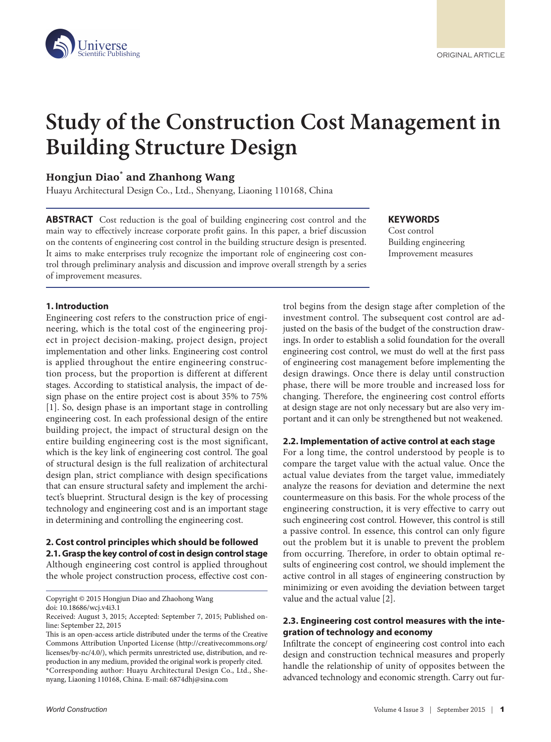ORIGINAL ARTICLE

# Study of the Construction Cost Management in Building Structure Design

**Hongjun Diao\* and Zhanhong Wang**

Huayu Architectural Design Co., Ltd., Shenyang, Liaoning 110168, China

**ABSTRACT** Cost reduction is the goal of building engineering cost control and the main way to effectively increase corporate profit gains. In this paper, a brief discussion on the contents of engineering cost control in the building structure design is presented. It aims to make enterprises truly recognize the important role of engineering cost control through preliminary analysis and discussion and improve overall strength by a series of improvement measures.

**KEYWORDS**

Cost control

Building engineering

Improvement measures

## 1. Introduction

Engineering cost refers to the construction price of engineering, which is the total cost of the engineering project in project decision-making, project design, project implementation and other links. Engineering cost control is applied throughout the entire engineering construction process, but the proportion is different at different stages. According to statistical analysis, the impact of design phase on the entire project cost is about 35% to 75% [1]. So, design phase is an important stage in controlling engineering cost. In each professional design of the entire building project, the impact of structural design on the entire building engineering cost is the most significant, which is the key link of engineering cost control. The goal of structural design is the full realization of architectural design plan, strict compliance with design specifications that can ensure structural safety and implement the architect's blueprint. Structural design is the key of processing technology and engineering cost and is an important stage in determining and controlling the engineering cost.

## 2. Cost control principles which should be followed

### 2.1. Grasp the key control of cost in design control stage

Although engineering cost control is applied throughout the whole project construction process, effective cost control begins from the design stage after completion of the investment control. The subsequent cost control are adjusted on the basis of the budget of the construction drawings. In order to establish a solid foundation for the overall engineering cost control, we must do well at the first pass of engineering cost management before implementing the design drawings. Once there is delay until construction phase, there will be more trouble and increased loss for changing. Therefore, the engineering cost control efforts at design stage are not only necessary but are also very important and it can only be strengthened but not weakened.

### 2.2. Implementation of active control at each stage

For a long time, the control understood by people is to compare the target value with the actual value. Once the actual value deviates from the target value, immediately analyze the reasons for deviation and determine the next countermeasure on this basis. For the whole process of the engineering construction, it is very effective to carry out such engineering cost control. However, this control is still a passive control. In essence, this control can only figure out the problem but it is unable to prevent the problem from occurring. Therefore, in order to obtain optimal results of engineering cost control, we should implement the active control in all stages of engineering construction by minimizing or even avoiding the deviation between target value and the actual value [2].

### 2.3. Engineering cost control measures with the integration of technology and economy

Infiltrate the concept of engineering cost control into each design and construction technical measures and properly handle the relationship of unity of opposites between the advanced technology and economic strength. Carry out fur-

---

Copyright © 2015 Hongjun Diao and Zhaohong Wang

doi: 10.18686/wcj.v4i3.1

Received: August 3, 2015; Accepted: September 7, 2015; Published online: September 22, 2015

This is an open-access article distributed under the terms of the Creative Commons Attribution Unported License (http://creativecommons.org/licenses/by-nc/4.0/), which permits unrestricted use, distribution, and reproduction in any medium, provided the original work is properly cited.

\*Corresponding author: Huayu Architectural Design Co., Ltd., Shenyang, Liaoning 110168, China. E-mail: 6874dhj@sina.com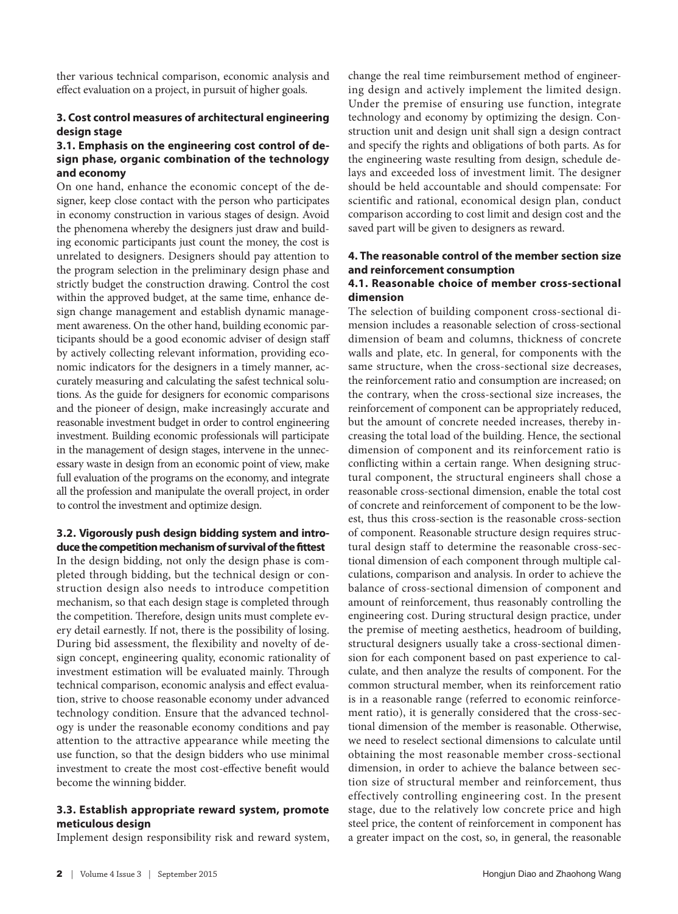ther various technical comparison, economic analysis and effect evaluation on a project, in pursuit of higher goals.

## 3. Cost control measures of architectural engineering design stage

### 3.1. Emphasis on the engineering cost control of design phase, organic combination of the technology and economy

On one hand, enhance the economic concept of the designer, keep close contact with the person who participates in economy construction in various stages of design. Avoid the phenomena whereby the designers just draw and building economic participants just count the money, the cost is unrelated to designers. Designers should pay attention to the program selection in the preliminary design phase and strictly budget the construction drawing. Control the cost within the approved budget, at the same time, enhance design change management and establish dynamic management awareness. On the other hand, building economic participants should be a good economic adviser of design staff by actively collecting relevant information, providing economic indicators for the designers in a timely manner, accurately measuring and calculating the safest technical solutions. As the guide for designers for economic comparisons and the pioneer of design, make increasingly accurate and reasonable investment budget in order to control engineering investment. Building economic professionals will participate in the management of design stages, intervene in the unnecessary waste in design from an economic point of view, make full evaluation of the programs on the economy, and integrate all the profession and manipulate the overall project, in order to control the investment and optimize design.

### 3.2. Vigorously push design bidding system and introduce the competition mechanism of survival of the fittest

In the design bidding, not only the design phase is completed through bidding, but the technical design or construction design also needs to introduce competition mechanism, so that each design stage is completed through the competition. Therefore, design units must complete every detail earnestly. If not, there is the possibility of losing. During bid assessment, the flexibility and novelty of design concept, engineering quality, economic rationality of investment estimation will be evaluated mainly. Through technical comparison, economic analysis and effect evaluation, strive to choose reasonable economy under advanced technology condition. Ensure that the advanced technology is under the reasonable economy conditions and pay attention to the attractive appearance while meeting the use function, so that the design bidders who use minimal investment to create the most cost-effective benefit would become the winning bidder.

### 3.3. Establish appropriate reward system, promote meticulous design

Implement design responsibility risk and reward system, change the real time reimbursement method of engineering design and actively implement the limited design. Under the premise of ensuring use function, integrate technology and economy by optimizing the design. Construction unit and design unit shall sign a design contract and specify the rights and obligations of both parts. As for the engineering waste resulting from design, schedule delays and exceeded loss of investment limit. The designer should be held accountable and should compensate: For scientific and rational, economical design plan, conduct comparison according to cost limit and design cost and the saved part will be given to designers as reward.

## 4. The reasonable control of the member section size and reinforcement consumption

### 4.1. Reasonable choice of member cross-sectional dimension

The selection of building component cross-sectional dimension includes a reasonable selection of cross-sectional dimension of beam and columns, thickness of concrete walls and plate, etc. In general, for components with the same structure, when the cross-sectional size decreases, the reinforcement ratio and consumption are increased; on the contrary, when the cross-sectional size increases, the reinforcement of component can be appropriately reduced, but the amount of concrete needed increases, thereby increasing the total load of the building. Hence, the sectional dimension of component and its reinforcement ratio is conflicting within a certain range. When designing structural component, the structural engineers shall chose a reasonable cross-sectional dimension, enable the total cost of concrete and reinforcement of component to be the lowest, thus this cross-section is the reasonable cross-section of component. Reasonable structure design requires structural design staff to determine the reasonable cross-sectional dimension of each component through multiple calculations, comparison and analysis. In order to achieve the balance of cross-sectional dimension of component and amount of reinforcement, thus reasonably controlling the engineering cost. During structural design practice, under the premise of meeting aesthetics, headroom of building, structural designers usually take a cross-sectional dimension for each component based on past experience to calculate, and then analyze the results of component. For the common structural member, when its reinforcement ratio is in a reasonable range (referred to economic reinforcement ratio), it is generally considered that the cross-sectional dimension of the member is reasonable. Otherwise, we need to reselect sectional dimensions to calculate until obtaining the most reasonable member cross-sectional dimension, in order to achieve the balance between section size of structural member and reinforcement, thus effectively controlling engineering cost. In the present stage, due to the relatively low concrete price and high steel price, the content of reinforcement in component has a greater impact on the cost, so, in general, the reasonable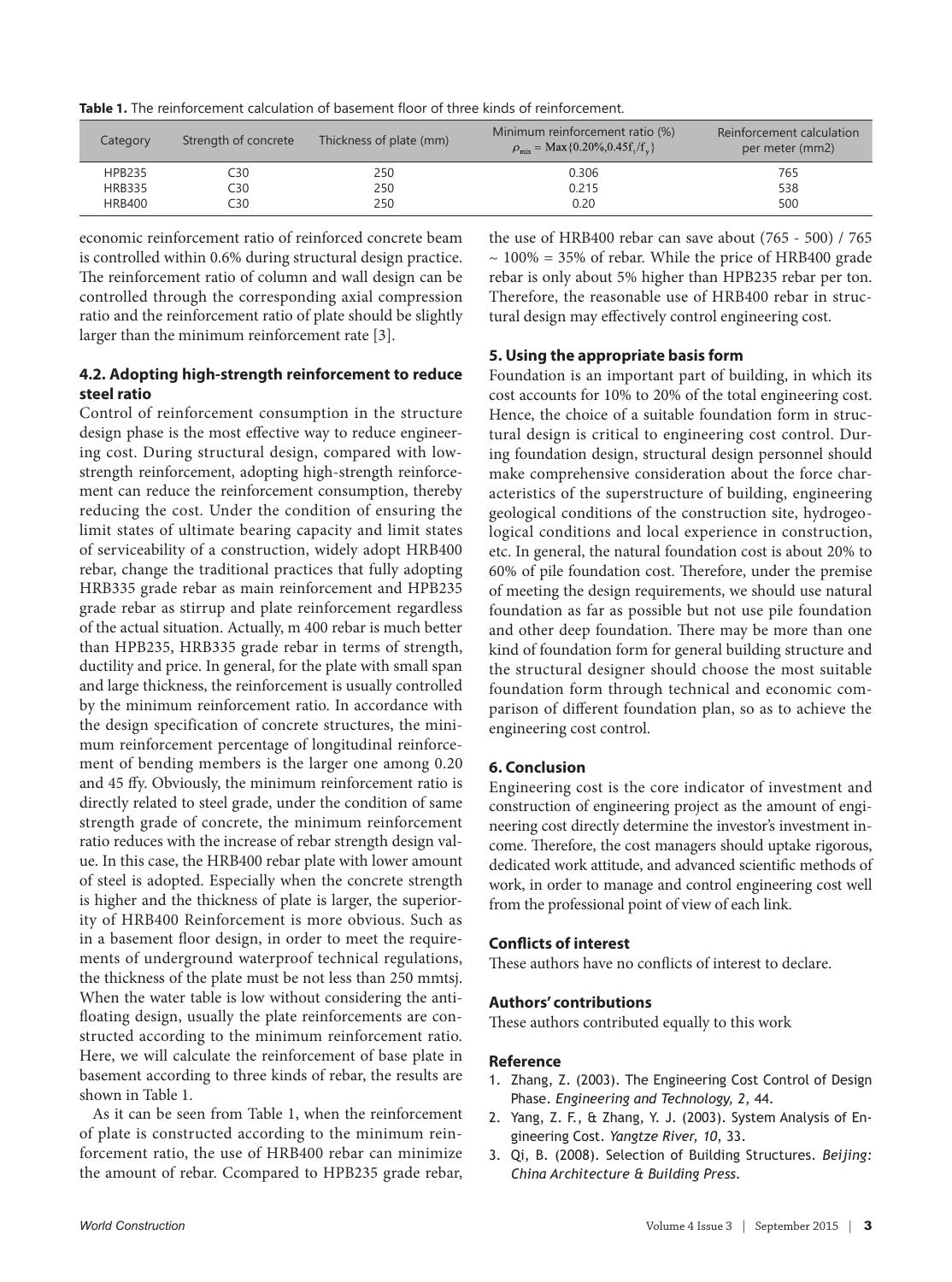**Table 1.** The reinforcement calculation of basement floor of three kinds of reinforcement.

| Category | Strength of concrete | Thickness of plate (mm) | Minimum reinforcement ratio (%) $\rho_{\min} = \text{Max}\{0.20\%, 0.45f_t/f_y\}$ | Reinforcement calculation per meter (mm2) |
|---|---|---|---|---|
| HPB235 | C30 | 250 | 0.306 | 765 |
| HRB335 | C30 | 250 | 0.215 | 538 |
| HRB400 | C30 | 250 | 0.20 | 500 |

economic reinforcement ratio of reinforced concrete beam is controlled within 0.6% during structural design practice. The reinforcement ratio of column and wall design can be controlled through the corresponding axial compression ratio and the reinforcement ratio of plate should be slightly larger than the minimum reinforcement rate [3].

### 4.2. Adopting high-strength reinforcement to reduce steel ratio

Control of reinforcement consumption in the structure design phase is the most effective way to reduce engineering cost. During structural design, compared with low-strength reinforcement, adopting high-strength reinforcement can reduce the reinforcement consumption, thereby reducing the cost. Under the condition of ensuring the limit states of ultimate bearing capacity and limit states of serviceability of a construction, widely adopt HRB400 rebar, change the traditional practices that fully adopting HRB335 grade rebar as main reinforcement and HPB235 grade rebar as stirrup and plate reinforcement regardless of the actual situation. Actually, m 400 rebar is much better than HPB235, HRB335 grade rebar in terms of strength, ductility and price. In general, for the plate with small span and large thickness, the reinforcement is usually controlled by the minimum reinforcement ratio. In accordance with the design specification of concrete structures, the minimum reinforcement percentage of longitudinal reinforcement of bending members is the larger one among 0.20 and 45 ffy. Obviously, the minimum reinforcement ratio is directly related to steel grade, under the condition of same strength grade of concrete, the minimum reinforcement ratio reduces with the increase of rebar strength design value. In this case, the HRB400 rebar plate with lower amount of steel is adopted. Especially when the concrete strength is higher and the thickness of plate is larger, the superiority of HRB400 Reinforcement is more obvious. Such as in a basement floor design, in order to meet the requirements of underground waterproof technical regulations, the thickness of the plate must be not less than 250 mmtsj. When the water table is low without considering the anti-floating design, usually the plate reinforcements are constructed according to the minimum reinforcement ratio. Here, we will calculate the reinforcement of base plate in basement according to three kinds of rebar, the results are shown in Table 1.

As it can be seen from Table 1, when the reinforcement of plate is constructed according to the minimum reinforcement ratio, the use of HRB400 rebar can minimize the amount of rebar. Ccompared to HPB235 grade rebar, the use of HRB400 rebar can save about (765 - 500) / 765 ~ 100% = 35% of rebar. While the price of HRB400 grade rebar is only about 5% higher than HPB235 rebar per ton. Therefore, the reasonable use of HRB400 rebar in structural design may effectively control engineering cost.

## 5. Using the appropriate basis form

Foundation is an important part of building, in which its cost accounts for 10% to 20% of the total engineering cost. Hence, the choice of a suitable foundation form in structural design is critical to engineering cost control. During foundation design, structural design personnel should make comprehensive consideration about the force characteristics of the superstructure of building, engineering geological conditions of the construction site, hydrogeological conditions and local experience in construction, etc. In general, the natural foundation cost is about 20% to 60% of pile foundation cost. Therefore, under the premise of meeting the design requirements, we should use natural foundation as far as possible but not use pile foundation and other deep foundation. There may be more than one kind of foundation form for general building structure and the structural designer should choose the most suitable foundation form through technical and economic comparison of different foundation plan, so as to achieve the engineering cost control.

## 6. Conclusion

Engineering cost is the core indicator of investment and construction of engineering project as the amount of engineering cost directly determine the investor's investment income. Therefore, the cost managers should uptake rigorous, dedicated work attitude, and advanced scientific methods of work, in order to manage and control engineering cost well from the professional point of view of each link.

## Conflicts of interest

These authors have no conflicts of interest to declare.

## Authors' contributions

These authors contributed equally to this work

## Reference

1. Zhang, Z. (2003). The Engineering Cost Control of Design Phase. *Engineering and Technology, 2*, 44.
2. Yang, Z. F., & Zhang, Y. J. (2003). System Analysis of Engineering Cost. *Yangtze River, 10*, 33.
3. Qi, B. (2008). Selection of Building Structures. *Beijing: China Architecture & Building Press*.